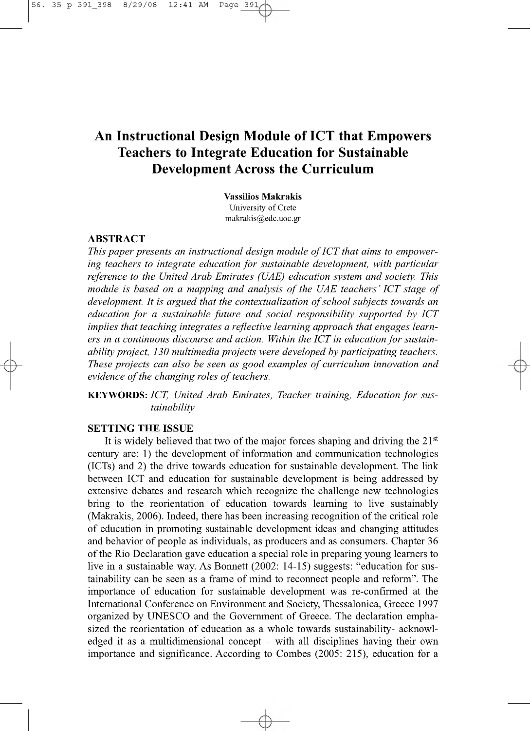# An Instructional Design Module of ICT that Empowers Teachers to Integrate Education for Sustainable Development Across the Curriculum

**Vassilios Makrakis**
University of Crete
makrakis@edc.uoc.gr

## ABSTRACT

*This paper presents an instructional design module of ICT that aims to empowering teachers to integrate education for sustainable development, with particular reference to the United Arab Emirates (UAE) education system and society. This module is based on a mapping and analysis of the UAE teachers' ICT stage of development. It is argued that the contextualization of school subjects towards an education for a sustainable future and social responsibility supported by ICT implies that teaching integrates a reflective learning approach that engages learners in a continuous discourse and action. Within the ICT in education for sustainability project, 130 multimedia projects were developed by participating teachers. These projects can also be seen as good examples of curriculum innovation and evidence of the changing roles of teachers.*

**KEYWORDS:** *ICT, United Arab Emirates, Teacher training, Education for sustainability*

## SETTING THE ISSUE

It is widely believed that two of the major forces shaping and driving the 21st century are: 1) the development of information and communication technologies (ICTs) and 2) the drive towards education for sustainable development. The link between ICT and education for sustainable development is being addressed by extensive debates and research which recognize the challenge new technologies bring to the reorientation of education towards learning to live sustainably (Makrakis, 2006). Indeed, there has been increasing recognition of the critical role of education in promoting sustainable development ideas and changing attitudes and behavior of people as individuals, as producers and as consumers. Chapter 36 of the Rio Declaration gave education a special role in preparing young learners to live in a sustainable way. As Bonnett (2002: 14-15) suggests: "education for sustainability can be seen as a frame of mind to reconnect people and reform". The importance of education for sustainable development was re-confirmed at the International Conference on Environment and Society, Thessalonica, Greece 1997 organized by UNESCO and the Government of Greece. The declaration emphasized the reorientation of education as a whole towards sustainability- acknowledged it as a multidimensional concept – with all disciplines having their own importance and significance. According to Combes (2005: 215), education for a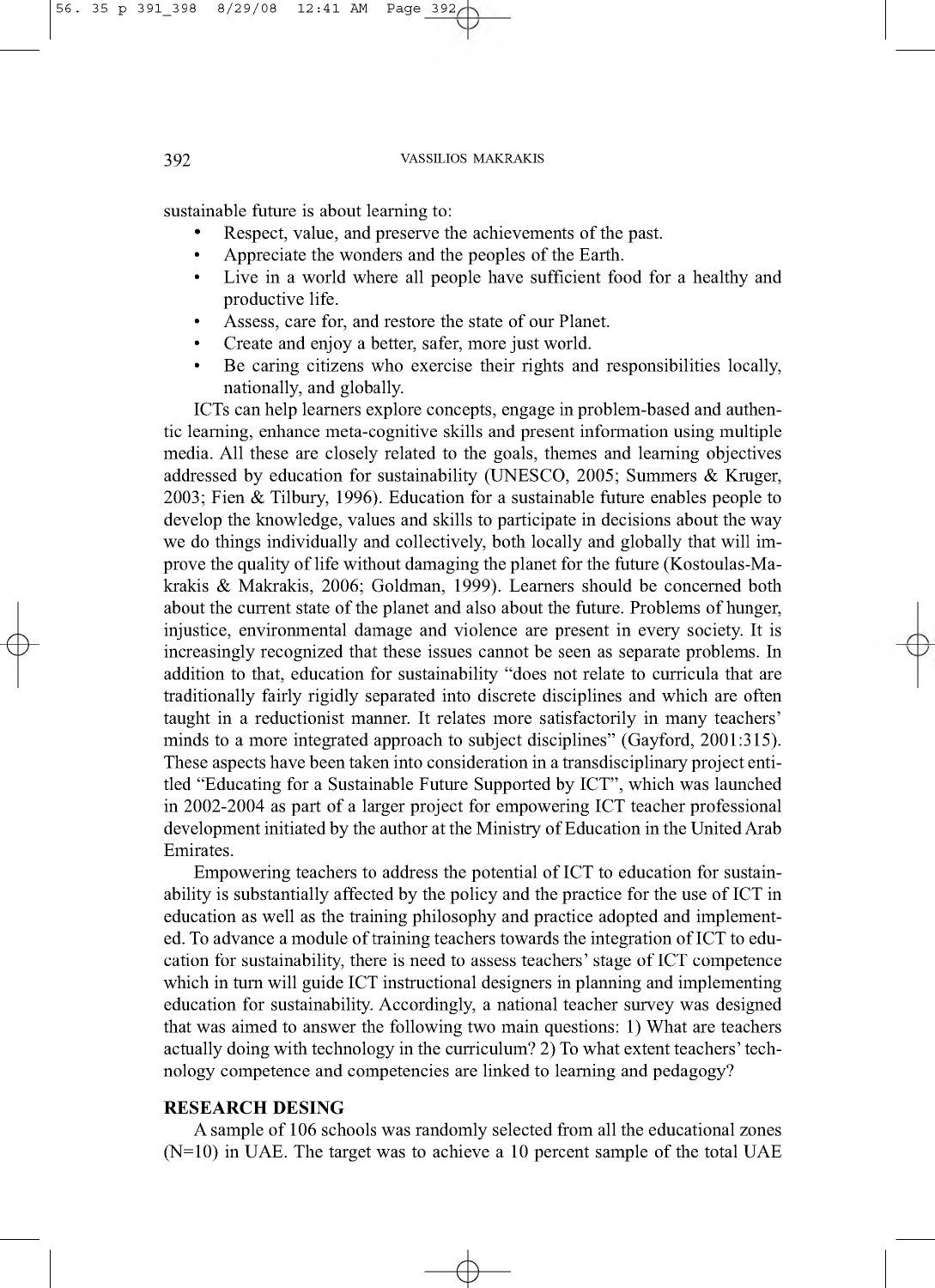sustainable future is about learning to:

- Respect, value, and preserve the achievements of the past.
- Appreciate the wonders and the peoples of the Earth.
- Live in a world where all people have sufficient food for a healthy and productive life.
- Assess, care for, and restore the state of our Planet.
- Create and enjoy a better, safer, more just world.
- Be caring citizens who exercise their rights and responsibilities locally, nationally, and globally.

ICTs can help learners explore concepts, engage in problem-based and authentic learning, enhance meta-cognitive skills and present information using multiple media. All these are closely related to the goals, themes and learning objectives addressed by education for sustainability (UNESCO, 2005; Summers & Kruger, 2003; Fien & Tilbury, 1996). Education for a sustainable future enables people to develop the knowledge, values and skills to participate in decisions about the way we do things individually and collectively, both locally and globally that will improve the quality of life without damaging the planet for the future (Kostoulas-Makrakis & Makrakis, 2006; Goldman, 1999). Learners should be concerned both about the current state of the planet and also about the future. Problems of hunger, injustice, environmental damage and violence are present in every society. It is increasingly recognized that these issues cannot be seen as separate problems. In addition to that, education for sustainability "does not relate to curricula that are traditionally fairly rigidly separated into discrete disciplines and which are often taught in a reductionist manner. It relates more satisfactorily in many teachers' minds to a more integrated approach to subject disciplines" (Gayford, 2001:315). These aspects have been taken into consideration in a transdisciplinary project entitled "Educating for a Sustainable Future Supported by ICT", which was launched in 2002-2004 as part of a larger project for empowering ICT teacher professional development initiated by the author at the Ministry of Education in the United Arab Emirates.

Empowering teachers to address the potential of ICT to education for sustainability is substantially affected by the policy and the practice for the use of ICT in education as well as the training philosophy and practice adopted and implemented. To advance a module of training teachers towards the integration of ICT to education for sustainability, there is need to assess teachers' stage of ICT competence which in turn will guide ICT instructional designers in planning and implementing education for sustainability. Accordingly, a national teacher survey was designed that was aimed to answer the following two main questions: 1) What are teachers actually doing with technology in the curriculum? 2) To what extent teachers' technology competence and competencies are linked to learning and pedagogy?

## RESEARCH DESING

A sample of 106 schools was randomly selected from all the educational zones (N=10) in UAE. The target was to achieve a 10 percent sample of the total UAE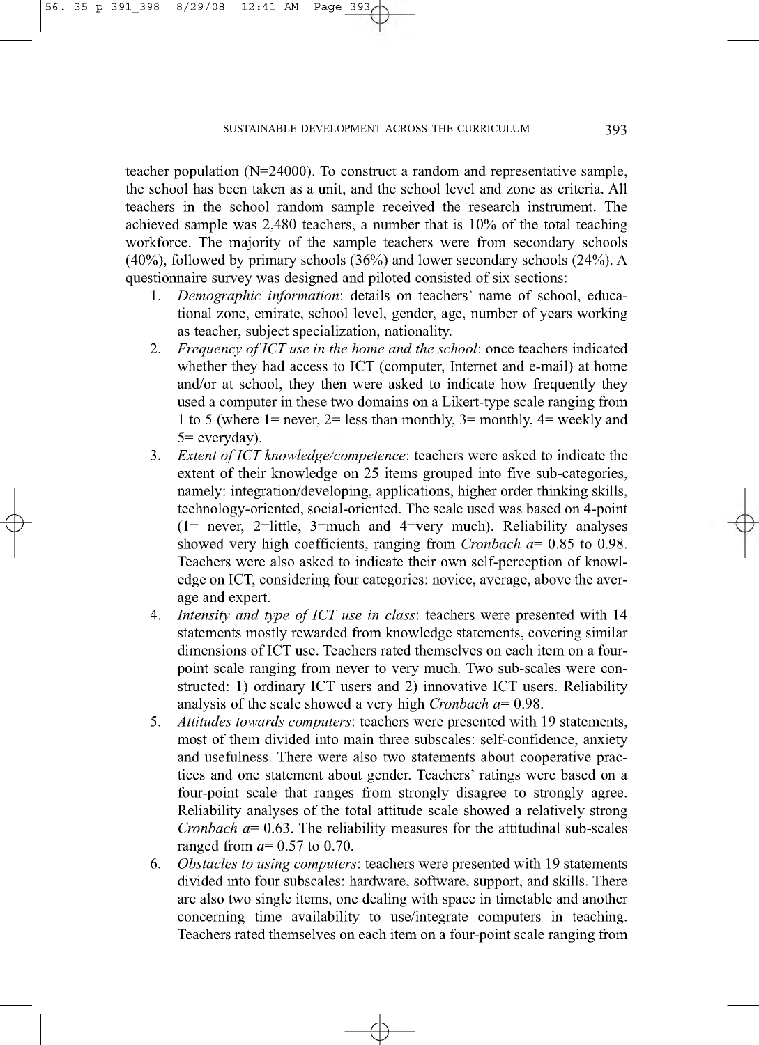teacher population (N=24000). To construct a random and representative sample, the school has been taken as a unit, and the school level and zone as criteria. All teachers in the school random sample received the research instrument. The achieved sample was 2,480 teachers, a number that is 10% of the total teaching workforce. The majority of the sample teachers were from secondary schools (40%), followed by primary schools (36%) and lower secondary schools (24%). A questionnaire survey was designed and piloted consisted of six sections:

1. *Demographic information*: details on teachers' name of school, educational zone, emirate, school level, gender, age, number of years working as teacher, subject specialization, nationality.
2. *Frequency of ICT use in the home and the school*: once teachers indicated whether they had access to ICT (computer, Internet and e-mail) at home and/or at school, they then were asked to indicate how frequently they used a computer in these two domains on a Likert-type scale ranging from 1 to 5 (where 1= never, 2= less than monthly, 3= monthly, 4= weekly and 5= everyday).
3. *Extent of ICT knowledge/competence*: teachers were asked to indicate the extent of their knowledge on 25 items grouped into five sub-categories, namely: integration/developing, applications, higher order thinking skills, technology-oriented, social-oriented. The scale used was based on 4-point (1= never, 2=little, 3=much and 4=very much). Reliability analyses showed very high coefficients, ranging from *Cronbach* $a$= 0.85 to 0.98. Teachers were also asked to indicate their own self-perception of knowledge on ICT, considering four categories: novice, average, above the average and expert.
4. *Intensity and type of ICT use in class*: teachers were presented with 14 statements mostly rewarded from knowledge statements, covering similar dimensions of ICT use. Teachers rated themselves on each item on a four-point scale ranging from never to very much. Two sub-scales were constructed: 1) ordinary ICT users and 2) innovative ICT users. Reliability analysis of the scale showed a very high *Cronbach* $a$= 0.98.
5. *Attitudes towards computers*: teachers were presented with 19 statements, most of them divided into main three subscales: self-confidence, anxiety and usefulness. There were also two statements about cooperative practices and one statement about gender. Teachers' ratings were based on a four-point scale that ranges from strongly disagree to strongly agree. Reliability analyses of the total attitude scale showed a relatively strong *Cronbach* $a$= 0.63. The reliability measures for the attitudinal sub-scales ranged from $a$= 0.57 to 0.70.
6. *Obstacles to using computers*: teachers were presented with 19 statements divided into four subscales: hardware, software, support, and skills. There are also two single items, one dealing with space in timetable and another concerning time availability to use/integrate computers in teaching. Teachers rated themselves on each item on a four-point scale ranging from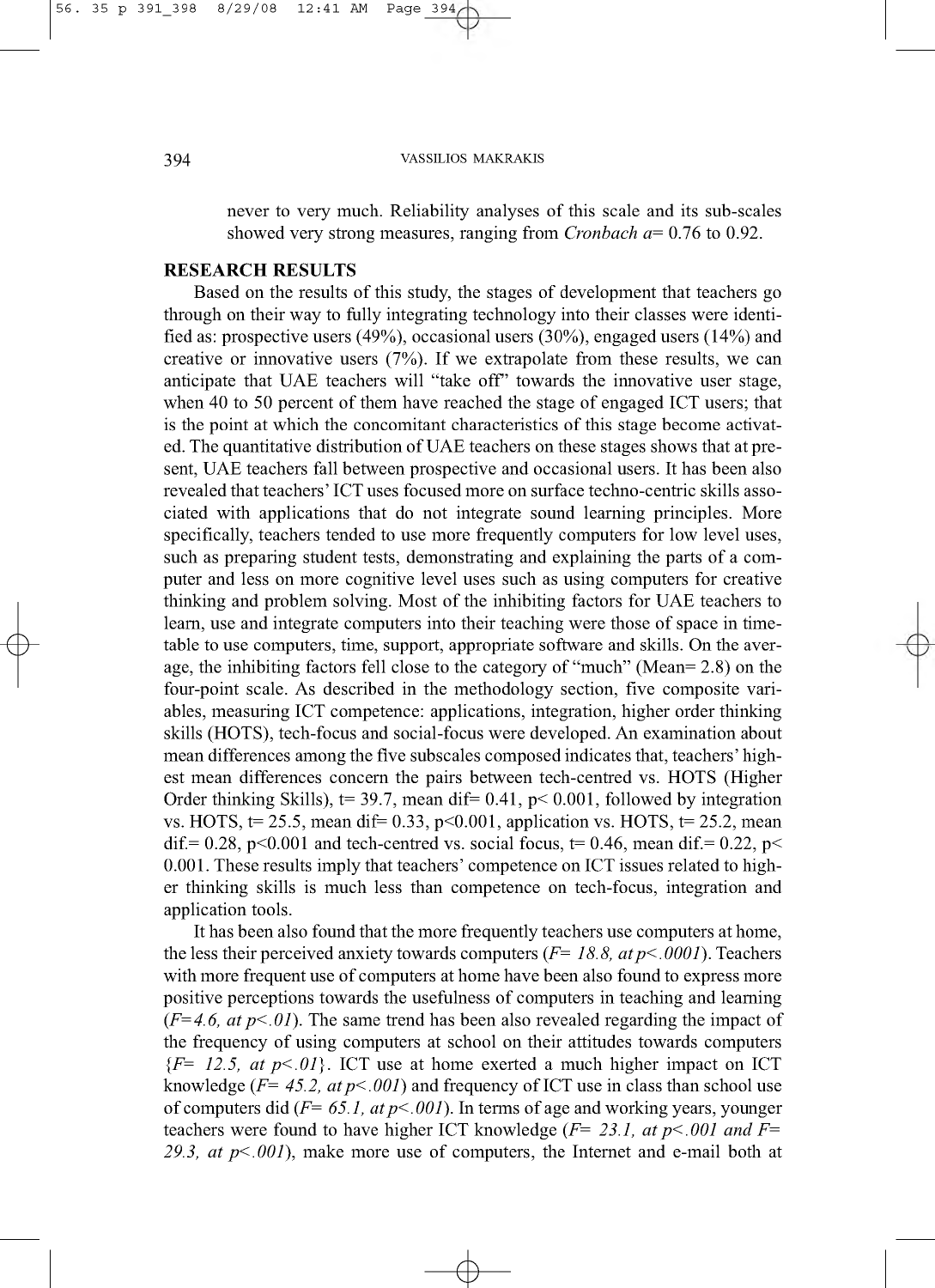never to very much. Reliability analyses of this scale and its sub-scales showed very strong measures, ranging from *Cronbach a*= 0.76 to 0.92.

## RESEARCH RESULTS

Based on the results of this study, the stages of development that teachers go through on their way to fully integrating technology into their classes were identified as: prospective users (49%), occasional users (30%), engaged users (14%) and creative or innovative users (7%). If we extrapolate from these results, we can anticipate that UAE teachers will "take off" towards the innovative user stage, when 40 to 50 percent of them have reached the stage of engaged ICT users; that is the point at which the concomitant characteristics of this stage become activated. The quantitative distribution of UAE teachers on these stages shows that at present, UAE teachers fall between prospective and occasional users. It has been also revealed that teachers' ICT uses focused more on surface techno-centric skills associated with applications that do not integrate sound learning principles. More specifically, teachers tended to use more frequently computers for low level uses, such as preparing student tests, demonstrating and explaining the parts of a computer and less on more cognitive level uses such as using computers for creative thinking and problem solving. Most of the inhibiting factors for UAE teachers to learn, use and integrate computers into their teaching were those of space in timetable to use computers, time, support, appropriate software and skills. On the average, the inhibiting factors fell close to the category of "much" (Mean= 2.8) on the four-point scale. As described in the methodology section, five composite variables, measuring ICT competence: applications, integration, higher order thinking skills (HOTS), tech-focus and social-focus were developed. An examination about mean differences among the five subscales composed indicates that, teachers' highest mean differences concern the pairs between tech-centred vs. HOTS (Higher Order thinking Skills), $t = 39.7$, mean dif= 0.41, $p < 0.001$, followed by integration vs. HOTS, $t = 25.5$, mean dif= 0.33, $p < 0.001$, application vs. HOTS, $t = 25.2$, mean dif.= 0.28, $p < 0.001$ and tech-centred vs. social focus, $t = 0.46$, mean dif.= 0.22, $p < 0.001$. These results imply that teachers' competence on ICT issues related to higher thinking skills is much less than competence on tech-focus, integration and application tools.

It has been also found that the more frequently teachers use computers at home, the less their perceived anxiety towards computers (*$F = 18.8$, at $p < .0001$*). Teachers with more frequent use of computers at home have been also found to express more positive perceptions towards the usefulness of computers in teaching and learning (*$F = 4.6$, at $p < .01$*). The same trend has been also revealed regarding the impact of the frequency of using computers at school on their attitudes towards computers {*$F = 12.5$, at $p < .01$*}. ICT use at home exerted a much higher impact on ICT knowledge (*$F = 45.2$, at $p < .001$*) and frequency of ICT use in class than school use of computers did (*$F = 65.1$, at $p < .001$*). In terms of age and working years, younger teachers were found to have higher ICT knowledge (*$F = 23.1$, at $p < .001$ and $F = 29.3$, at $p < .001$*), make more use of computers, the Internet and e-mail both at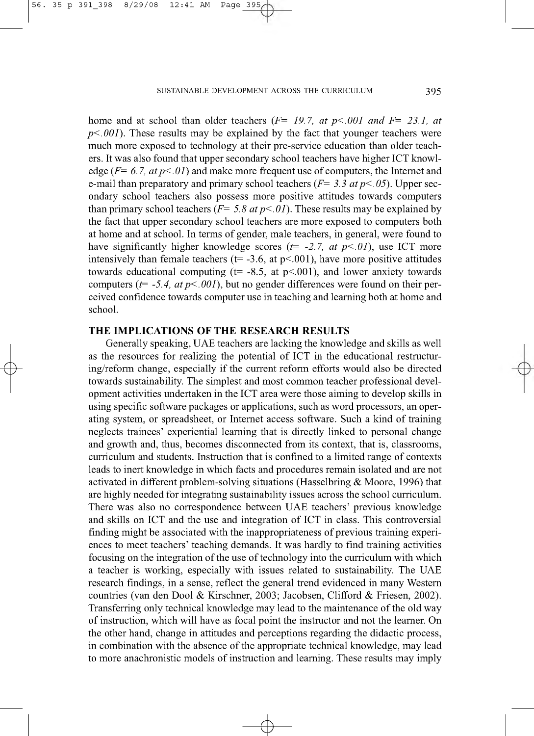home and at school than older teachers (*F= 19.7, at $p<.001$ and F= 23.1, at $p<.001$*). These results may be explained by the fact that younger teachers were much more exposed to technology at their pre-service education than older teachers. It was also found that upper secondary school teachers have higher ICT knowledge (*F= 6.7, at $p<.01$*) and make more frequent use of computers, the Internet and e-mail than preparatory and primary school teachers (*F= 3.3 at $p<.05$*). Upper secondary school teachers also possess more positive attitudes towards computers than primary school teachers (*F= 5.8 at $p<.01$*). These results may be explained by the fact that upper secondary school teachers are more exposed to computers both at home and at school. In terms of gender, male teachers, in general, were found to have significantly higher knowledge scores (*t= -2.7, at $p<.01$*), use ICT more intensively than female teachers (t= -3.6, at $p<.001$), have more positive attitudes towards educational computing (t= -8.5, at $p<.001$), and lower anxiety towards computers (*t= -5.4, at $p<.001$*), but no gender differences were found on their perceived confidence towards computer use in teaching and learning both at home and school.

## THE IMPLICATIONS OF THE RESEARCH RESULTS

Generally speaking, UAE teachers are lacking the knowledge and skills as well as the resources for realizing the potential of ICT in the educational restructuring/reform change, especially if the current reform efforts would also be directed towards sustainability. The simplest and most common teacher professional development activities undertaken in the ICT area were those aiming to develop skills in using specific software packages or applications, such as word processors, an operating system, or spreadsheet, or Internet access software. Such a kind of training neglects trainees' experiential learning that is directly linked to personal change and growth and, thus, becomes disconnected from its context, that is, classrooms, curriculum and students. Instruction that is confined to a limited range of contexts leads to inert knowledge in which facts and procedures remain isolated and are not activated in different problem-solving situations (Hasselbring & Moore, 1996) that are highly needed for integrating sustainability issues across the school curriculum. There was also no correspondence between UAE teachers' previous knowledge and skills on ICT and the use and integration of ICT in class. This controversial finding might be associated with the inappropriateness of previous training experiences to meet teachers' teaching demands. It was hardly to find training activities focusing on the integration of the use of technology into the curriculum with which a teacher is working, especially with issues related to sustainability. The UAE research findings, in a sense, reflect the general trend evidenced in many Western countries (van den Dool & Kirschner, 2003; Jacobsen, Clifford & Friesen, 2002). Transferring only technical knowledge may lead to the maintenance of the old way of instruction, which will have as focal point the instructor and not the learner. On the other hand, change in attitudes and perceptions regarding the didactic process, in combination with the absence of the appropriate technical knowledge, may lead to more anachronistic models of instruction and learning. These results may imply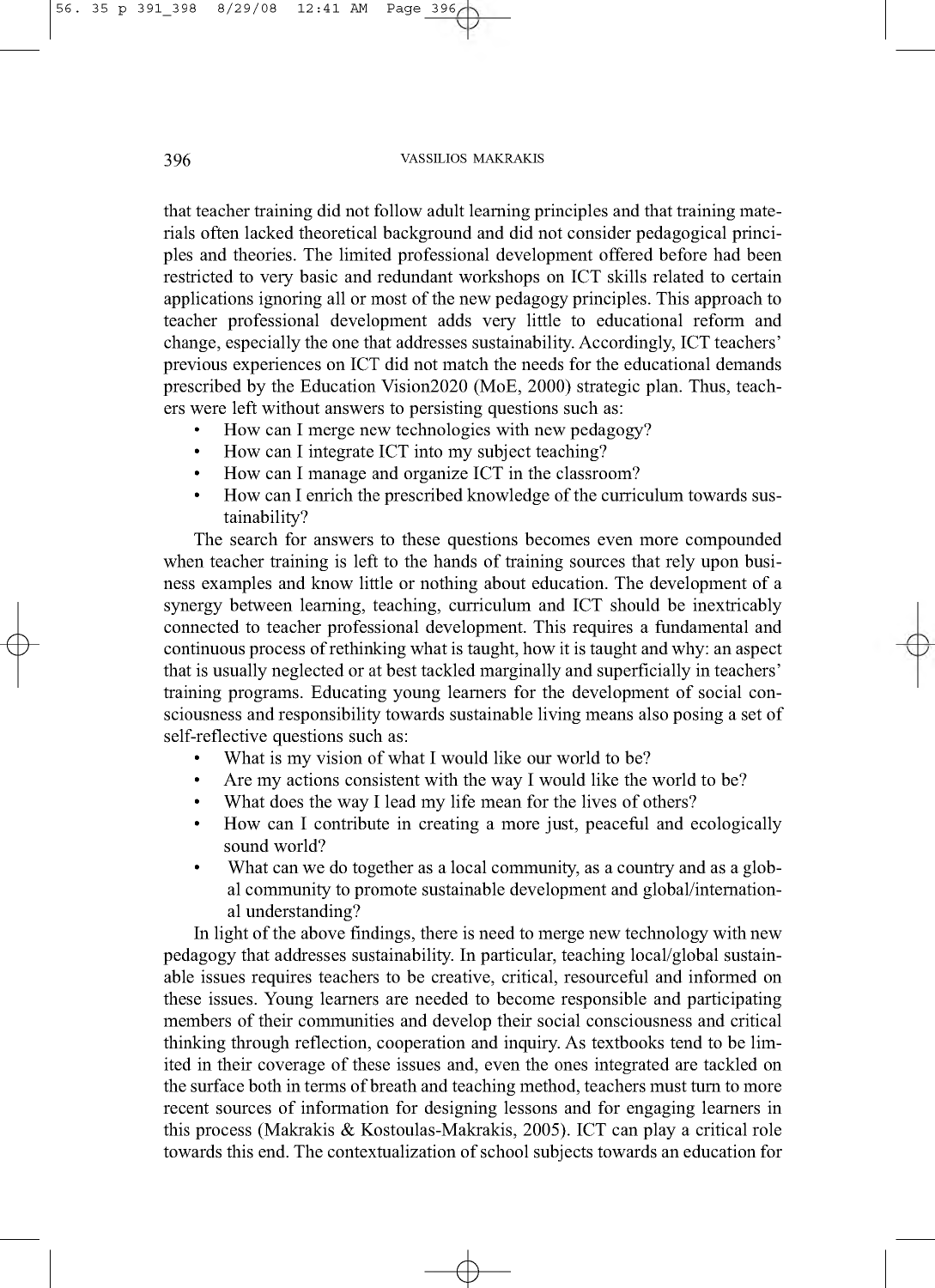that teacher training did not follow adult learning principles and that training materials often lacked theoretical background and did not consider pedagogical principles and theories. The limited professional development offered before had been restricted to very basic and redundant workshops on ICT skills related to certain applications ignoring all or most of the new pedagogy principles. This approach to teacher professional development adds very little to educational reform and change, especially the one that addresses sustainability. Accordingly, ICT teachers' previous experiences on ICT did not match the needs for the educational demands prescribed by the Education Vision2020 (MoE, 2000) strategic plan. Thus, teachers were left without answers to persisting questions such as:

- How can I merge new technologies with new pedagogy?
- How can I integrate ICT into my subject teaching?
- How can I manage and organize ICT in the classroom?
- How can I enrich the prescribed knowledge of the curriculum towards sustainability?

The search for answers to these questions becomes even more compounded when teacher training is left to the hands of training sources that rely upon business examples and know little or nothing about education. The development of a synergy between learning, teaching, curriculum and ICT should be inextricably connected to teacher professional development. This requires a fundamental and continuous process of rethinking what is taught, how it is taught and why: an aspect that is usually neglected or at best tackled marginally and superficially in teachers' training programs. Educating young learners for the development of social consciousness and responsibility towards sustainable living means also posing a set of self-reflective questions such as:

- What is my vision of what I would like our world to be?
- Are my actions consistent with the way I would like the world to be?
- What does the way I lead my life mean for the lives of others?
- How can I contribute in creating a more just, peaceful and ecologically sound world?
- What can we do together as a local community, as a country and as a global community to promote sustainable development and global/international understanding?

In light of the above findings, there is need to merge new technology with new pedagogy that addresses sustainability. In particular, teaching local/global sustainable issues requires teachers to be creative, critical, resourceful and informed on these issues. Young learners are needed to become responsible and participating members of their communities and develop their social consciousness and critical thinking through reflection, cooperation and inquiry. As textbooks tend to be limited in their coverage of these issues and, even the ones integrated are tackled on the surface both in terms of breath and teaching method, teachers must turn to more recent sources of information for designing lessons and for engaging learners in this process (Makrakis & Kostoulas-Makrakis, 2005). ICT can play a critical role towards this end. The contextualization of school subjects towards an education for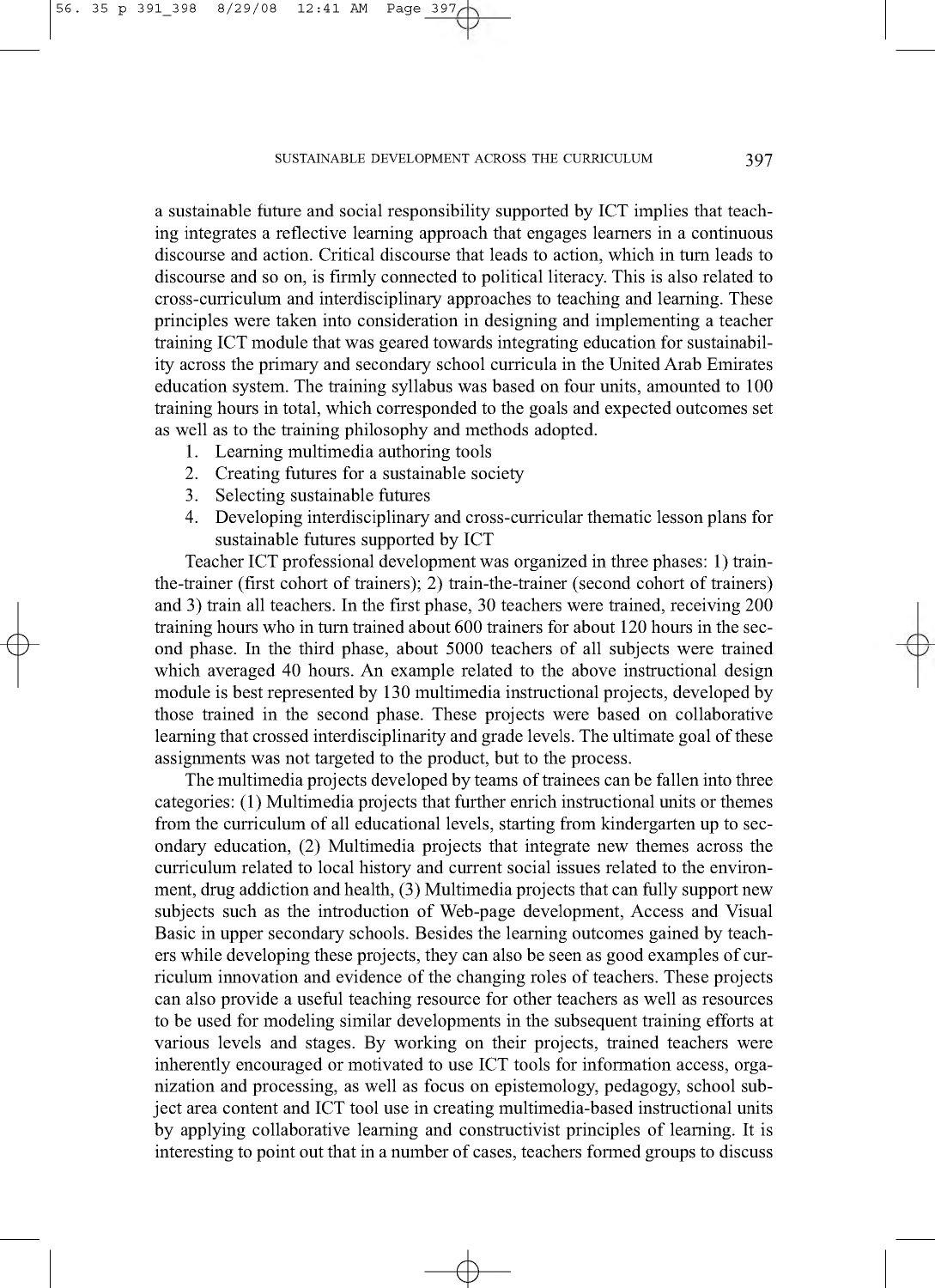a sustainable future and social responsibility supported by ICT implies that teaching integrates a reflective learning approach that engages learners in a continuous discourse and action. Critical discourse that leads to action, which in turn leads to discourse and so on, is firmly connected to political literacy. This is also related to cross-curriculum and interdisciplinary approaches to teaching and learning. These principles were taken into consideration in designing and implementing a teacher training ICT module that was geared towards integrating education for sustainability across the primary and secondary school curricula in the United Arab Emirates education system. The training syllabus was based on four units, amounted to 100 training hours in total, which corresponded to the goals and expected outcomes set as well as to the training philosophy and methods adopted.

1. Learning multimedia authoring tools
2. Creating futures for a sustainable society
3. Selecting sustainable futures
4. Developing interdisciplinary and cross-curricular thematic lesson plans for sustainable futures supported by ICT

Teacher ICT professional development was organized in three phases: 1) train-the-trainer (first cohort of trainers); 2) train-the-trainer (second cohort of trainers) and 3) train all teachers. In the first phase, 30 teachers were trained, receiving 200 training hours who in turn trained about 600 trainers for about 120 hours in the second phase. In the third phase, about 5000 teachers of all subjects were trained which averaged 40 hours. An example related to the above instructional design module is best represented by 130 multimedia instructional projects, developed by those trained in the second phase. These projects were based on collaborative learning that crossed interdisciplinarity and grade levels. The ultimate goal of these assignments was not targeted to the product, but to the process.

The multimedia projects developed by teams of trainees can be fallen into three categories: (1) Multimedia projects that further enrich instructional units or themes from the curriculum of all educational levels, starting from kindergarten up to secondary education, (2) Multimedia projects that integrate new themes across the curriculum related to local history and current social issues related to the environment, drug addiction and health, (3) Multimedia projects that can fully support new subjects such as the introduction of Web-page development, Access and Visual Basic in upper secondary schools. Besides the learning outcomes gained by teachers while developing these projects, they can also be seen as good examples of curriculum innovation and evidence of the changing roles of teachers. These projects can also provide a useful teaching resource for other teachers as well as resources to be used for modeling similar developments in the subsequent training efforts at various levels and stages. By working on their projects, trained teachers were inherently encouraged or motivated to use ICT tools for information access, organization and processing, as well as focus on epistemology, pedagogy, school subject area content and ICT tool use in creating multimedia-based instructional units by applying collaborative learning and constructivist principles of learning. It is interesting to point out that in a number of cases, teachers formed groups to discuss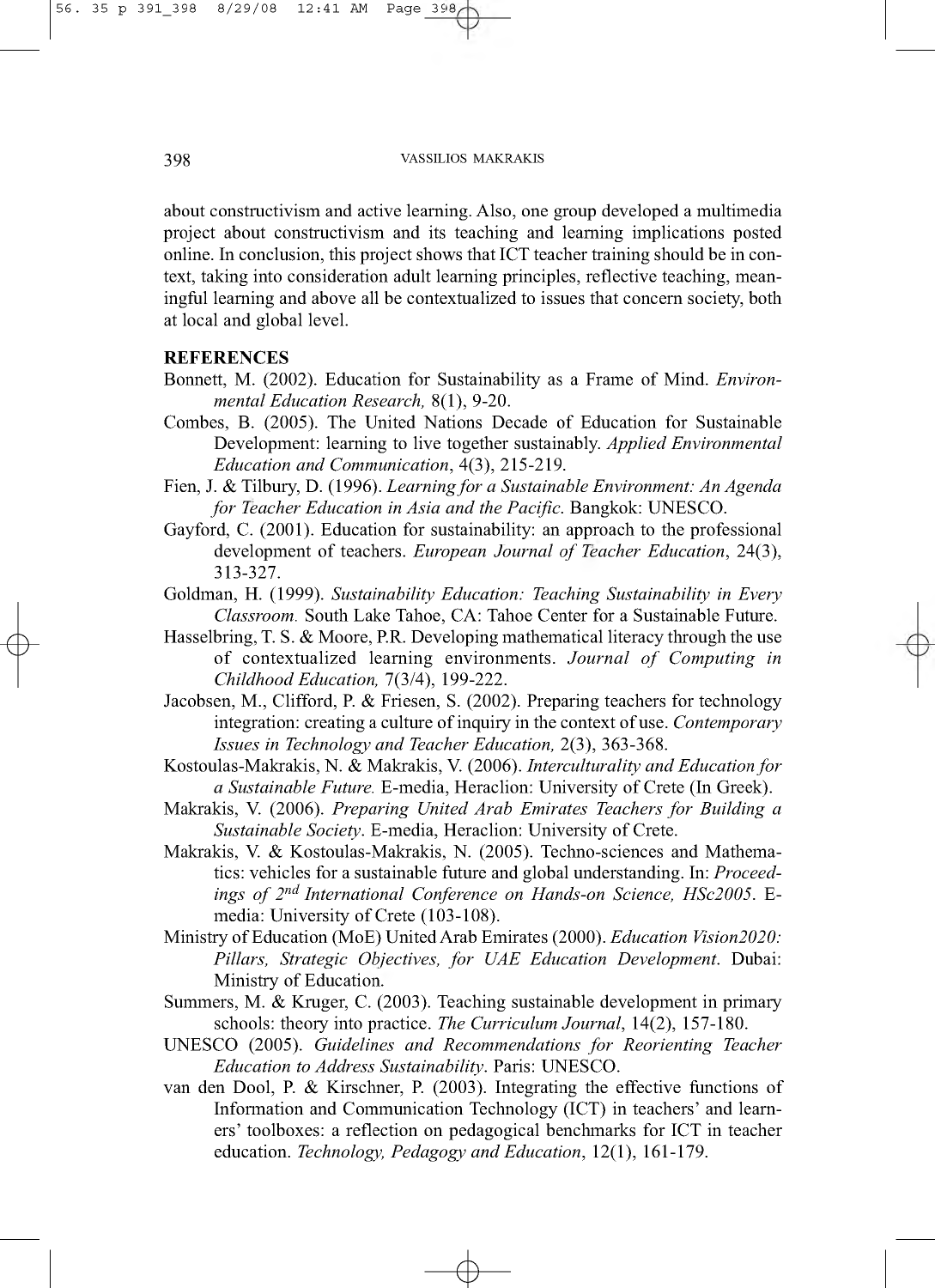about constructivism and active learning. Also, one group developed a multimedia project about constructivism and its teaching and learning implications posted online. In conclusion, this project shows that ICT teacher training should be in context, taking into consideration adult learning principles, reflective teaching, meaningful learning and above all be contextualized to issues that concern society, both at local and global level.

## REFERENCES

Bonnett, M. (2002). Education for Sustainability as a Frame of Mind. *Environmental Education Research,* 8(1), 9-20.

Combes, B. (2005). The United Nations Decade of Education for Sustainable Development: learning to live together sustainably. *Applied Environmental Education and Communication*, 4(3), 215-219.

Fien, J. & Tilbury, D. (1996). *Learning for a Sustainable Environment: An Agenda for Teacher Education in Asia and the Pacific*. Bangkok: UNESCO.

Gayford, C. (2001). Education for sustainability: an approach to the professional development of teachers. *European Journal of Teacher Education*, 24(3), 313-327.

Goldman, H. (1999). *Sustainability Education: Teaching Sustainability in Every Classroom.* South Lake Tahoe, CA: Tahoe Center for a Sustainable Future.

Hasselbring, T. S. & Moore, P.R. Developing mathematical literacy through the use of contextualized learning environments. *Journal of Computing in Childhood Education,* 7(3/4), 199-222.

Jacobsen, M., Clifford, P. & Friesen, S. (2002). Preparing teachers for technology integration: creating a culture of inquiry in the context of use. *Contemporary Issues in Technology and Teacher Education,* 2(3), 363-368.

Kostoulas-Makrakis, N. & Makrakis, V. (2006). *Interculturality and Education for a Sustainable Future.* E-media, Heraclion: University of Crete (In Greek).

Makrakis, V. (2006). *Preparing United Arab Emirates Teachers for Building a Sustainable Society*. E-media, Heraclion: University of Crete.

Makrakis, V. & Kostoulas-Makrakis, N. (2005). Techno-sciences and Mathematics: vehicles for a sustainable future and global understanding. In: *Proceedings of 2nd International Conference on Hands-on Science, HSc2005*. E-media: University of Crete (103-108).

Ministry of Education (MoE) United Arab Emirates (2000). *Education Vision2020: Pillars, Strategic Objectives, for UAE Education Development*. Dubai: Ministry of Education.

Summers, M. & Kruger, C. (2003). Teaching sustainable development in primary schools: theory into practice. *The Curriculum Journal*, 14(2), 157-180.

UNESCO (2005). *Guidelines and Recommendations for Reorienting Teacher Education to Address Sustainability*. Paris: UNESCO.

van den Dool, P. & Kirschner, P. (2003). Integrating the effective functions of Information and Communication Technology (ICT) in teachers' and learners' toolboxes: a reflection on pedagogical benchmarks for ICT in teacher education. *Technology, Pedagogy and Education*, 12(1), 161-179.